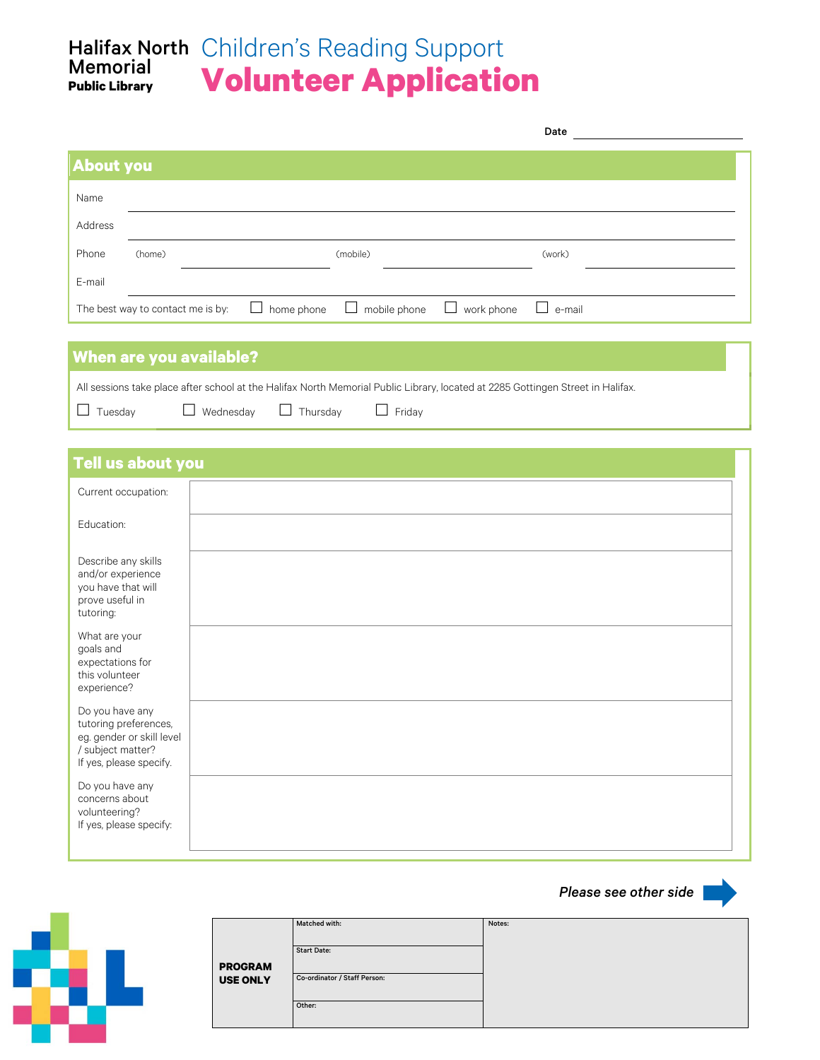Halifax North Memorial Public Library

# Children's Reading Support
# Volunteer Application

Date ____________________

## About you

Name ____________________

Address ____________________

Phone (home) ____________ (mobile) ____________ (work) ____________

E-mail ____________________

The best way to contact me is by: ☐ home phone ☐ mobile phone ☐ work phone ☐ e-mail

## When are you available?

All sessions take place after school at the Halifax North Memorial Public Library, located at 2285 Gottingen Street in Halifax.

☐ Tuesday ☐ Wednesday ☐ Thursday ☐ Friday

## Tell us about you

| | |
|---|---|
| Current occupation: | |
| Education: | |
| Describe any skills and/or experience you have that will prove useful in tutoring: | |
| What are your goals and expectations for this volunteer experience? | |
| Do you have any tutoring preferences, eg. gender or skill level / subject matter? If yes, please specify. | |
| Do you have any concerns about volunteering? If yes, please specify: | |

***Please see other side***

| **PROGRAM USE ONLY** | | |
|---|---|---|
| | Matched with: | Notes: |
| | Start Date: | |
| | Co-ordinator / Staff Person: | |
| | Other: | |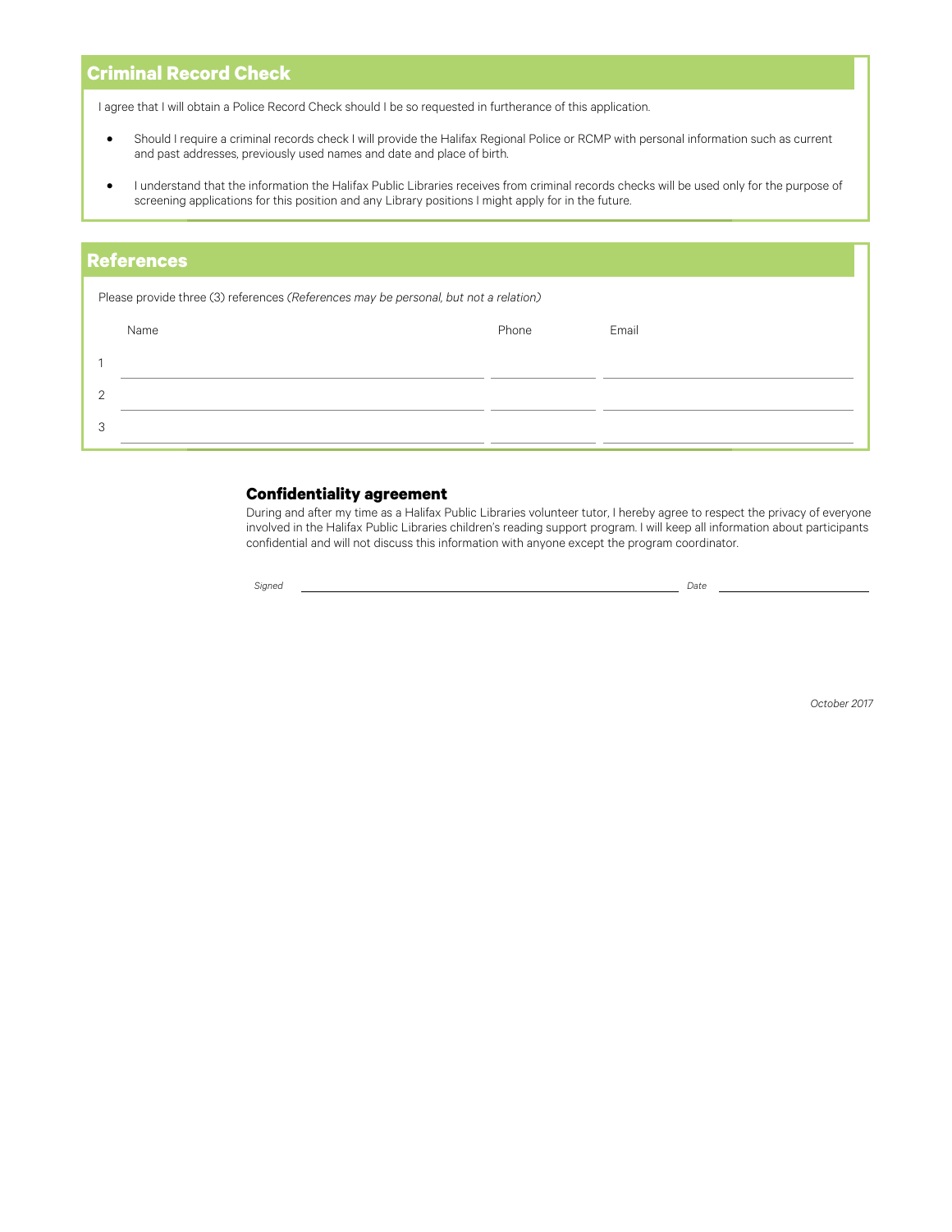## Criminal Record Check

I agree that I will obtain a Police Record Check should I be so requested in furtherance of this application.

- Should I require a criminal records check I will provide the Halifax Regional Police or RCMP with personal information such as current and past addresses, previously used names and date and place of birth.
- I understand that the information the Halifax Public Libraries receives from criminal records checks will be used only for the purpose of screening applications for this position and any Library positions I might apply for in the future.

## References

Please provide three (3) references *(References may be personal, but not a relation)*

| | Name | Phone | Email |
|---|---|---|---|
| 1 | | | |
| 2 | | | |
| 3 | | | |

### Confidentiality agreement

During and after my time as a Halifax Public Libraries volunteer tutor, I hereby agree to respect the privacy of everyone involved in the Halifax Public Libraries children's reading support program. I will keep all information about participants confidential and will not discuss this information with anyone except the program coordinator.

*Signed* ______________________________ *Date* ______________

*October 2017*